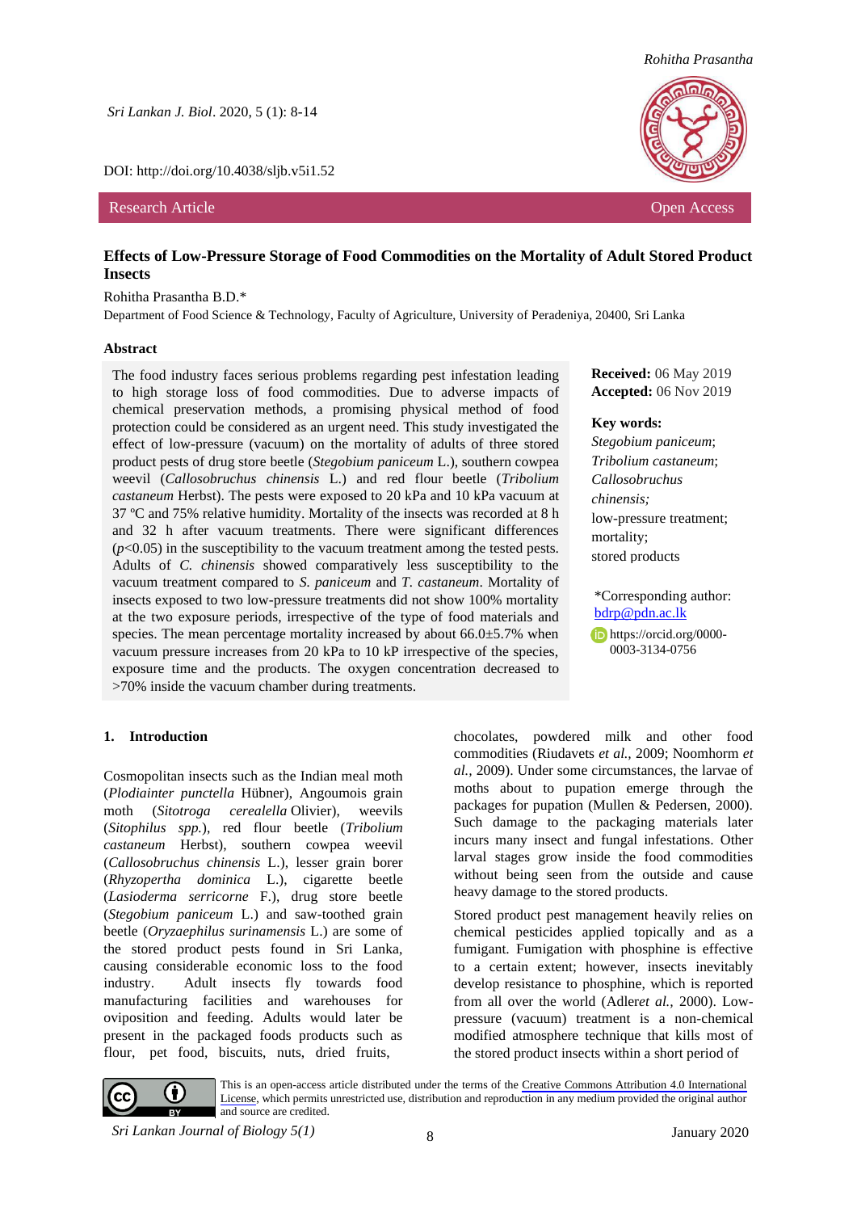Sri Lankan J. Biol. 2020, 5 (1): 8-14

DOI: http://doi.org/10.4038/sljb.v5i1.52

Research Article — Open Access

# Effects of Low-Pressure Storage of Food Commodities on the Mortality of Adult Stored Product Insects

Rohitha Prasantha B.D.*

Department of Food Science & Technology, Faculty of Agriculture, University of Peradeniya, 20400, Sri Lanka

## Abstract

The food industry faces serious problems regarding pest infestation leading to high storage loss of food commodities. Due to adverse impacts of chemical preservation methods, a promising physical method of food protection could be considered as an urgent need. This study investigated the effect of low-pressure (vacuum) on the mortality of adults of three stored product pests of drug store beetle (*Stegobium paniceum* L.), southern cowpea weevil (*Callosobruchus chinensis* L.) and red flour beetle (*Tribolium castaneum* Herbst). The pests were exposed to 20 kPa and 10 kPa vacuum at 37 ºC and 75% relative humidity. Mortality of the insects was recorded at 8 h and 32 h after vacuum treatments. There were significant differences ($p<0.05$) in the susceptibility to the vacuum treatment among the tested pests. Adults of *C. chinensis* showed comparatively less susceptibility to the vacuum treatment compared to *S. paniceum* and *T. castaneum*. Mortality of insects exposed to two low-pressure treatments did not show 100% mortality at the two exposure periods, irrespective of the type of food materials and species. The mean percentage mortality increased by about 66.0±5.7% when vacuum pressure increases from 20 kPa to 10 kP irrespective of the species, exposure time and the products. The oxygen concentration decreased to >70% inside the vacuum chamber during treatments.

**Received:** 06 May 2019
**Accepted:** 06 Nov 2019

**Key words:** *Stegobium paniceum*; *Tribolium castaneum*; *Callosobruchus chinensis;* low-pressure treatment; mortality; stored products

*Corresponding author: bdrp@pdn.ac.lk

https://orcid.org/0000-0003-3134-0756

## 1. Introduction

Cosmopolitan insects such as the Indian meal moth (*Plodiainter punctella* Hübner), Angoumois grain moth (*Sitotroga cerealella* Olivier), weevils (*Sitophilus spp.*), red flour beetle (*Tribolium castaneum* Herbst), southern cowpea weevil (*Callosobruchus chinensis* L.), lesser grain borer (*Rhyzopertha dominica* L.), cigarette beetle (*Lasioderma serricorne* F.), drug store beetle (*Stegobium paniceum* L.) and saw-toothed grain beetle (*Oryzaephilus surinamensis* L.) are some of the stored product pests found in Sri Lanka, causing considerable economic loss to the food industry. Adult insects fly towards food manufacturing facilities and warehouses for oviposition and feeding. Adults would later be present in the packaged foods products such as flour, pet food, biscuits, nuts, dried fruits, chocolates, powdered milk and other food commodities (Riudavets *et al.*, 2009; Noomhorm *et al.*, 2009). Under some circumstances, the larvae of moths about to pupation emerge through the packages for pupation (Mullen & Pedersen, 2000). Such damage to the packaging materials later incurs many insect and fungal infestations. Other larval stages grow inside the food commodities without being seen from the outside and cause heavy damage to the stored products.

Stored product pest management heavily relies on chemical pesticides applied topically and as a fumigant. Fumigation with phosphine is effective to a certain extent; however, insects inevitably develop resistance to phosphine, which is reported from all over the world (Adler*et al.*, 2000). Low-pressure (vacuum) treatment is a non-chemical modified atmosphere technique that kills most of the stored product insects within a short period of

This is an open-access article distributed under the terms of the Creative Commons Attribution 4.0 International License, which permits unrestricted use, distribution and reproduction in any medium provided the original author and source are credited.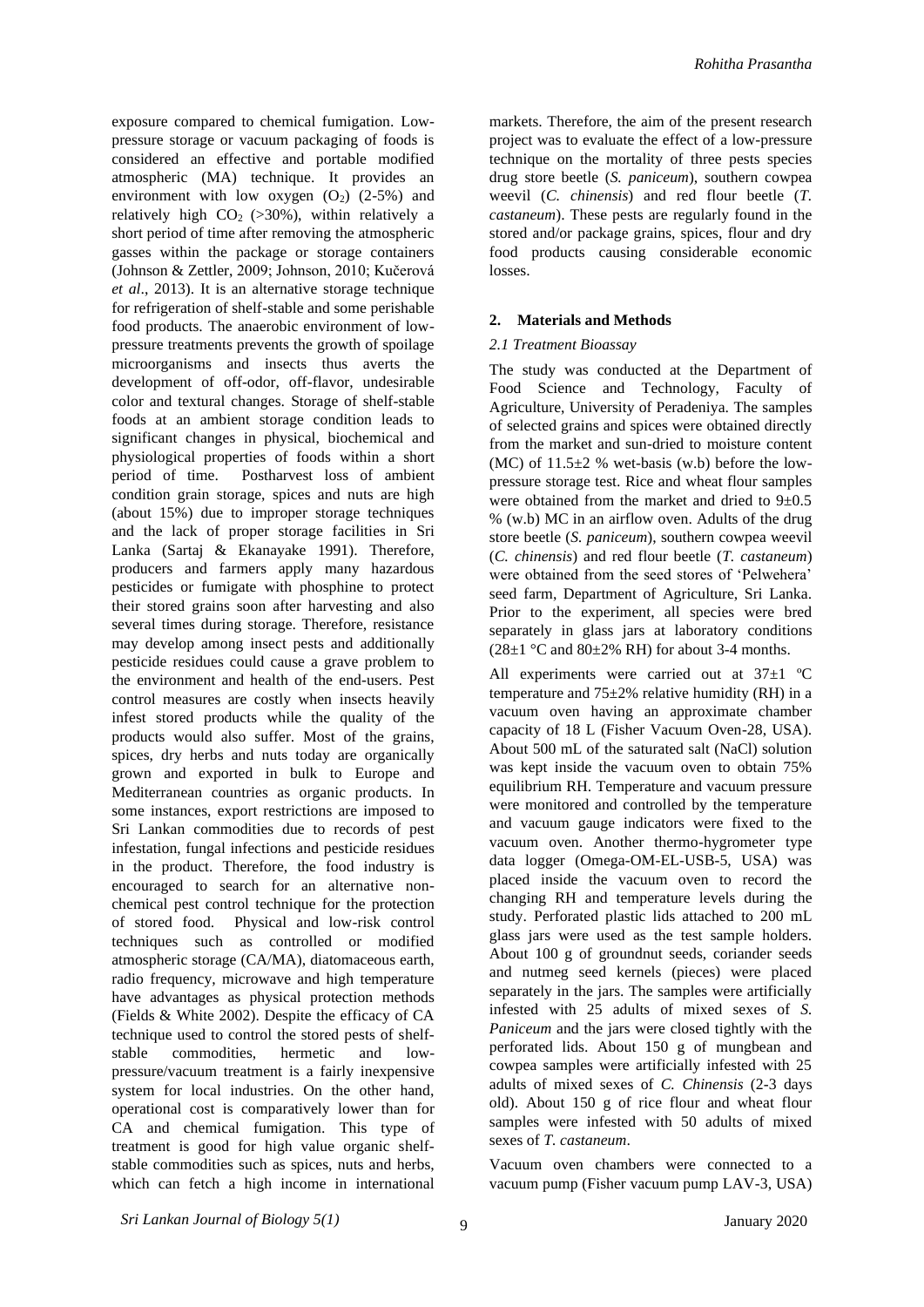exposure compared to chemical fumigation. Low-pressure storage or vacuum packaging of foods is considered an effective and portable modified atmospheric (MA) technique. It provides an environment with low oxygen ($O_2$) (2-5%) and relatively high $CO_2$ (>30%), within relatively a short period of time after removing the atmospheric gasses within the package or storage containers (Johnson & Zettler, 2009; Johnson, 2010; Kučerová *et al*., 2013). It is an alternative storage technique for refrigeration of shelf-stable and some perishable food products. The anaerobic environment of low-pressure treatments prevents the growth of spoilage microorganisms and insects thus averts the development of off-odor, off-flavor, undesirable color and textural changes. Storage of shelf-stable foods at an ambient storage condition leads to significant changes in physical, biochemical and physiological properties of foods within a short period of time. Postharvest loss of ambient condition grain storage, spices and nuts are high (about 15%) due to improper storage techniques and the lack of proper storage facilities in Sri Lanka (Sartaj & Ekanayake 1991). Therefore, producers and farmers apply many hazardous pesticides or fumigate with phosphine to protect their stored grains soon after harvesting and also several times during storage. Therefore, resistance may develop among insect pests and additionally pesticide residues could cause a grave problem to the environment and health of the end-users. Pest control measures are costly when insects heavily infest stored products while the quality of the products would also suffer. Most of the grains, spices, dry herbs and nuts today are organically grown and exported in bulk to Europe and Mediterranean countries as organic products. In some instances, export restrictions are imposed to Sri Lankan commodities due to records of pest infestation, fungal infections and pesticide residues in the product. Therefore, the food industry is encouraged to search for an alternative non-chemical pest control technique for the protection of stored food. Physical and low-risk control techniques such as controlled or modified atmospheric storage (CA/MA), diatomaceous earth, radio frequency, microwave and high temperature have advantages as physical protection methods (Fields & White 2002). Despite the efficacy of CA technique used to control the stored pests of shelf-stable commodities, hermetic and low-pressure/vacuum treatment is a fairly inexpensive system for local industries. On the other hand, operational cost is comparatively lower than for CA and chemical fumigation. This type of treatment is good for high value organic shelf-stable commodities such as spices, nuts and herbs, which can fetch a high income in international markets. Therefore, the aim of the present research project was to evaluate the effect of a low-pressure technique on the mortality of three pests species drug store beetle (*S. paniceum*), southern cowpea weevil (*C. chinensis*) and red flour beetle (*T. castaneum*). These pests are regularly found in the stored and/or package grains, spices, flour and dry food products causing considerable economic losses.

## 2. Materials and Methods

### *2.1 Treatment Bioassay*

The study was conducted at the Department of Food Science and Technology, Faculty of Agriculture, University of Peradeniya. The samples of selected grains and spices were obtained directly from the market and sun-dried to moisture content (MC) of 11.5±2 % wet-basis (w.b) before the low-pressure storage test. Rice and wheat flour samples were obtained from the market and dried to 9±0.5 % (w.b) MC in an airflow oven. Adults of the drug store beetle (*S. paniceum*), southern cowpea weevil (*C. chinensis*) and red flour beetle (*T. castaneum*) were obtained from the seed stores of 'Pelwehera' seed farm, Department of Agriculture, Sri Lanka. Prior to the experiment, all species were bred separately in glass jars at laboratory conditions (28±1 °C and 80±2% RH) for about 3-4 months.

All experiments were carried out at 37±1 ºC temperature and 75±2% relative humidity (RH) in a vacuum oven having an approximate chamber capacity of 18 L (Fisher Vacuum Oven-28, USA). About 500 mL of the saturated salt (NaCl) solution was kept inside the vacuum oven to obtain 75% equilibrium RH. Temperature and vacuum pressure were monitored and controlled by the temperature and vacuum gauge indicators were fixed to the vacuum oven. Another thermo-hygrometer type data logger (Omega-OM-EL-USB-5, USA) was placed inside the vacuum oven to record the changing RH and temperature levels during the study. Perforated plastic lids attached to 200 mL glass jars were used as the test sample holders. About 100 g of groundnut seeds, coriander seeds and nutmeg seed kernels (pieces) were placed separately in the jars. The samples were artificially infested with 25 adults of mixed sexes of *S. Paniceum* and the jars were closed tightly with the perforated lids. About 150 g of mungbean and cowpea samples were artificially infested with 25 adults of mixed sexes of *C. Chinensis* (2-3 days old). About 150 g of rice flour and wheat flour samples were infested with 50 adults of mixed sexes of *T. castaneum*.

Vacuum oven chambers were connected to a vacuum pump (Fisher vacuum pump LAV-3, USA)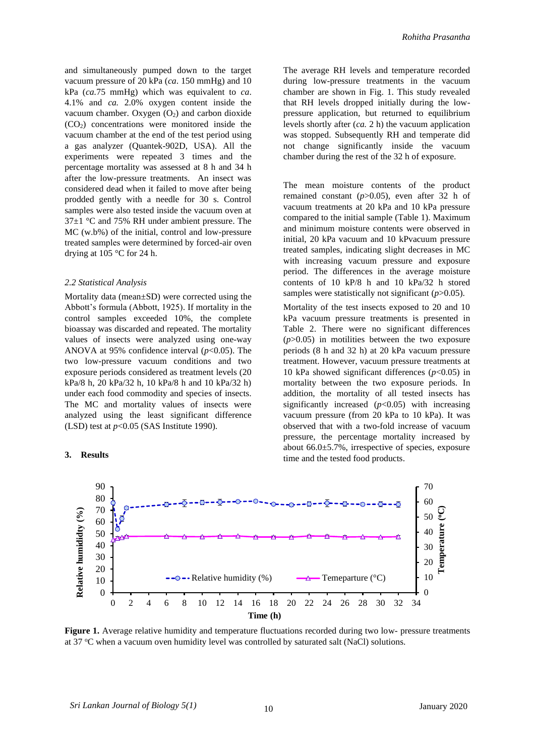and simultaneously pumped down to the target vacuum pressure of 20 kPa (*ca*. 150 mmHg) and 10 kPa (*ca*.75 mmHg) which was equivalent to *ca*. 4.1% and *ca.* 2.0% oxygen content inside the vacuum chamber. Oxygen ($O_2$) and carbon dioxide ($CO_2$) concentrations were monitored inside the vacuum chamber at the end of the test period using a gas analyzer (Quantek-902D, USA). All the experiments were repeated 3 times and the percentage mortality was assessed at 8 h and 34 h after the low-pressure treatments. An insect was considered dead when it failed to move after being prodded gently with a needle for 30 s. Control samples were also tested inside the vacuum oven at 37±1 °C and 75% RH under ambient pressure. The MC (w.b%) of the initial, control and low-pressure treated samples were determined by forced-air oven drying at 105 °C for 24 h.

### *2.2 Statistical Analysis*

Mortality data (mean±SD) were corrected using the Abbott's formula (Abbott, 1925). If mortality in the control samples exceeded 10%, the complete bioassay was discarded and repeated. The mortality values of insects were analyzed using one-way ANOVA at 95% confidence interval ($p$<0.05). The two low-pressure vacuum conditions and two exposure periods considered as treatment levels (20 kPa/8 h, 20 kPa/32 h, 10 kPa/8 h and 10 kPa/32 h) under each food commodity and species of insects. The MC and mortality values of insects were analyzed using the least significant difference (LSD) test at $p$<0.05 (SAS Institute 1990).

## 3. Results

The average RH levels and temperature recorded during low-pressure treatments in the vacuum chamber are shown in Fig. 1. This study revealed that RH levels dropped initially during the low-pressure application, but returned to equilibrium levels shortly after (*ca.* 2 h) the vacuum application was stopped. Subsequently RH and temperate did not change significantly inside the vacuum chamber during the rest of the 32 h of exposure.

The mean moisture contents of the product remained constant ($p$>0.05), even after 32 h of vacuum treatments at 20 kPa and 10 kPa pressure compared to the initial sample (Table 1). Maximum and minimum moisture contents were observed in initial, 20 kPa vacuum and 10 kPvacuum pressure treated samples, indicating slight decreases in MC with increasing vacuum pressure and exposure period. The differences in the average moisture contents of 10 kP/8 h and 10 kPa/32 h stored samples were statistically not significant ($p$>0.05).

Mortality of the test insects exposed to 20 and 10 kPa vacuum pressure treatments is presented in Table 2. There were no significant differences ($p$>0.05) in motilities between the two exposure periods (8 h and 32 h) at 20 kPa vacuum pressure treatment. However, vacuum pressure treatments at 10 kPa showed significant differences ($p$<0.05) in mortality between the two exposure periods. In addition, the mortality of all tested insects has significantly increased ($p$<0.05) with increasing vacuum pressure (from 20 kPa to 10 kPa). It was observed that with a two-fold increase of vacuum pressure, the percentage mortality increased by about 66.0±5.7%, irrespective of species, exposure time and the tested food products.

**Figure 1.** Average relative humidity and temperature fluctuations recorded during two low- pressure treatments at 37 °C when a vacuum oven humidity level was controlled by saturated salt (NaCl) solutions.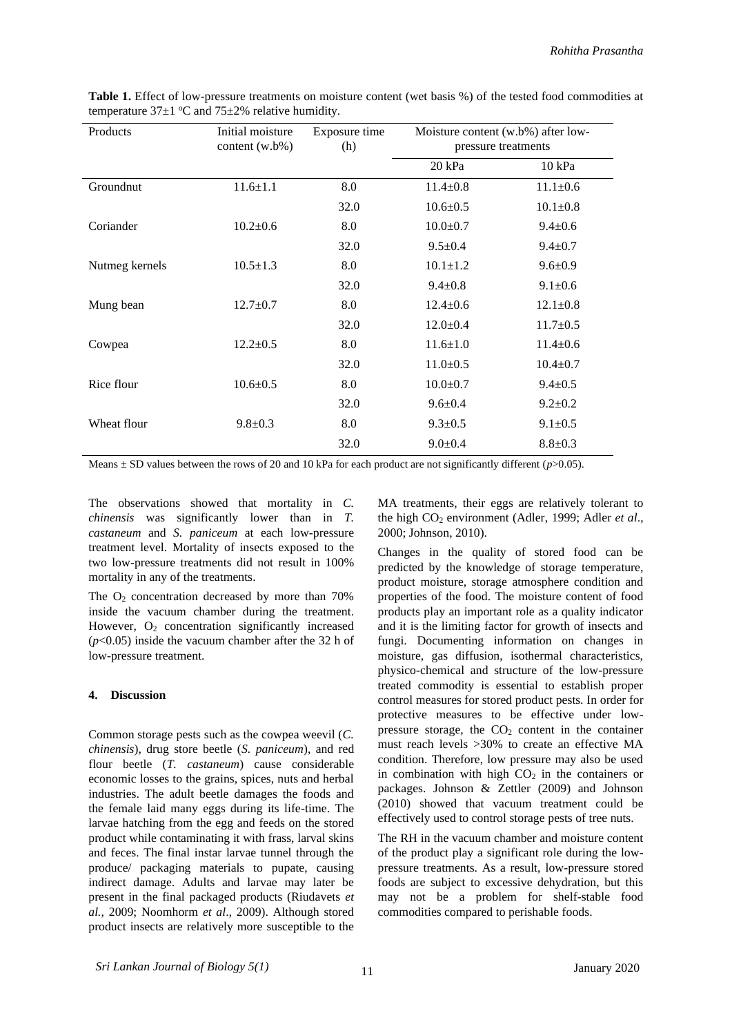**Table 1.** Effect of low-pressure treatments on moisture content (wet basis %) of the tested food commodities at temperature 37±1 ºC and 75±2% relative humidity.

| Products | Initial moisture content (w.b%) | Exposure time (h) | Moisture content (w.b%) after low-pressure treatments | |
|---|---|---|---|---|
| | | | 20 kPa | 10 kPa |
| Groundnut | 11.6±1.1 | 8.0 | 11.4±0.8 | 11.1±0.6 |
| | | 32.0 | 10.6±0.5 | 10.1±0.8 |
| Coriander | 10.2±0.6 | 8.0 | 10.0±0.7 | 9.4±0.6 |
| | | 32.0 | 9.5±0.4 | 9.4±0.7 |
| Nutmeg kernels | 10.5±1.3 | 8.0 | 10.1±1.2 | 9.6±0.9 |
| | | 32.0 | 9.4±0.8 | 9.1±0.6 |
| Mung bean | 12.7±0.7 | 8.0 | 12.4±0.6 | 12.1±0.8 |
| | | 32.0 | 12.0±0.4 | 11.7±0.5 |
| Cowpea | 12.2±0.5 | 8.0 | 11.6±1.0 | 11.4±0.6 |
| | | 32.0 | 11.0±0.5 | 10.4±0.7 |
| Rice flour | 10.6±0.5 | 8.0 | 10.0±0.7 | 9.4±0.5 |
| | | 32.0 | 9.6±0.4 | 9.2±0.2 |
| Wheat flour | 9.8±0.3 | 8.0 | 9.3±0.5 | 9.1±0.5 |
| | | 32.0 | 9.0±0.4 | 8.8±0.3 |

Means ± SD values between the rows of 20 and 10 kPa for each product are not significantly different ($p$>0.05).

The observations showed that mortality in *C. chinensis* was significantly lower than in *T. castaneum* and *S. paniceum* at each low-pressure treatment level. Mortality of insects exposed to the two low-pressure treatments did not result in 100% mortality in any of the treatments.

The $O_2$ concentration decreased by more than 70% inside the vacuum chamber during the treatment. However, $O_2$ concentration significantly increased ($p$<0.05) inside the vacuum chamber after the 32 h of low-pressure treatment.

## 4. Discussion

Common storage pests such as the cowpea weevil (*C. chinensis*), drug store beetle (*S. paniceum*), and red flour beetle (*T. castaneum*) cause considerable economic losses to the grains, spices, nuts and herbal industries. The adult beetle damages the foods and the female laid many eggs during its life-time. The larvae hatching from the egg and feeds on the stored product while contaminating it with frass, larval skins and feces. The final instar larvae tunnel through the produce/ packaging materials to pupate, causing indirect damage. Adults and larvae may later be present in the final packaged products (Riudavets *et al.*, 2009; Noomhorm *et al*., 2009). Although stored product insects are relatively more susceptible to the MA treatments, their eggs are relatively tolerant to the high $CO_2$ environment (Adler, 1999; Adler *et al*., 2000; Johnson, 2010).

Changes in the quality of stored food can be predicted by the knowledge of storage temperature, product moisture, storage atmosphere condition and properties of the food. The moisture content of food products play an important role as a quality indicator and it is the limiting factor for growth of insects and fungi. Documenting information on changes in moisture, gas diffusion, isothermal characteristics, physico-chemical and structure of the low-pressure treated commodity is essential to establish proper control measures for stored product pests. In order for protective measures to be effective under low-pressure storage, the $CO_2$ content in the container must reach levels >30% to create an effective MA condition. Therefore, low pressure may also be used in combination with high $CO_2$ in the containers or packages. Johnson & Zettler (2009) and Johnson (2010) showed that vacuum treatment could be effectively used to control storage pests of tree nuts.

The RH in the vacuum chamber and moisture content of the product play a significant role during the low-pressure treatments. As a result, low-pressure stored foods are subject to excessive dehydration, but this may not be a problem for shelf-stable food commodities compared to perishable foods.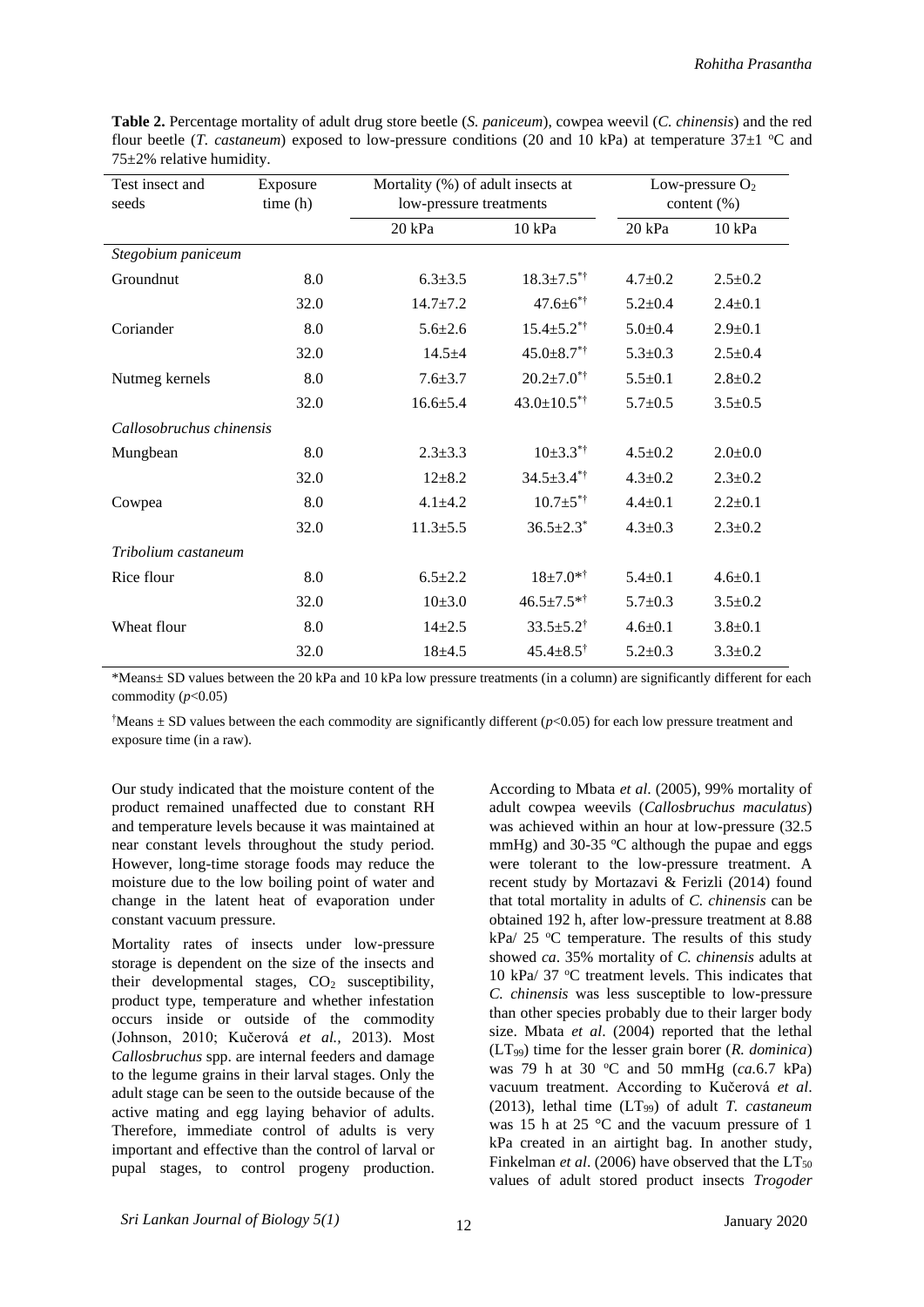**Table 2.** Percentage mortality of adult drug store beetle (*S. paniceum*), cowpea weevil (*C. chinensis*) and the red flour beetle (*T. castaneum*) exposed to low-pressure conditions (20 and 10 kPa) at temperature 37±1 °C and 75±2% relative humidity.

| Test insect and seeds | Exposure time (h) | Mortality (%) of adult insects at low-pressure treatments | | Low-pressure $O_2$ content (%) | |
|---|---|---|---|---|---|
| | | 20 kPa | 10 kPa | 20 kPa | 10 kPa |
| *Stegobium paniceum* | | | | | |
| Groundnut | 8.0 | 6.3±3.5 | 18.3±7.5*† | 4.7±0.2 | 2.5±0.2 |
| | 32.0 | 14.7±7.2 | 47.6±6*† | 5.2±0.4 | 2.4±0.1 |
| Coriander | 8.0 | 5.6±2.6 | 15.4±5.2*† | 5.0±0.4 | 2.9±0.1 |
| | 32.0 | 14.5±4 | 45.0±8.7*† | 5.3±0.3 | 2.5±0.4 |
| Nutmeg kernels | 8.0 | 7.6±3.7 | 20.2±7.0*† | 5.5±0.1 | 2.8±0.2 |
| | 32.0 | 16.6±5.4 | 43.0±10.5*† | 5.7±0.5 | 3.5±0.5 |
| *Callosobruchus chinensis* | | | | | |
| Mungbean | 8.0 | 2.3±3.3 | 10±3.3*† | 4.5±0.2 | 2.0±0.0 |
| | 32.0 | 12±8.2 | 34.5±3.4*† | 4.3±0.2 | 2.3±0.2 |
| Cowpea | 8.0 | 4.1±4.2 | 10.7±5*† | 4.4±0.1 | 2.2±0.1 |
| | 32.0 | 11.3±5.5 | 36.5±2.3* | 4.3±0.3 | 2.3±0.2 |
| *Tribolium castaneum* | | | | | |
| Rice flour | 8.0 | 6.5±2.2 | 18±7.0*† | 5.4±0.1 | 4.6±0.1 |
| | 32.0 | 10±3.0 | 46.5±7.5*† | 5.7±0.3 | 3.5±0.2 |
| Wheat flour | 8.0 | 14±2.5 | 33.5±5.2† | 4.6±0.1 | 3.8±0.1 |
| | 32.0 | 18±4.5 | 45.4±8.5† | 5.2±0.3 | 3.3±0.2 |

*Means± SD values between the 20 kPa and 10 kPa low pressure treatments (in a column) are significantly different for each commodity ($p<0.05$)

†Means ± SD values between the each commodity are significantly different ($p<0.05$) for each low pressure treatment and exposure time (in a raw).

Our study indicated that the moisture content of the product remained unaffected due to constant RH and temperature levels because it was maintained at near constant levels throughout the study period. However, long-time storage foods may reduce the moisture due to the low boiling point of water and change in the latent heat of evaporation under constant vacuum pressure.

Mortality rates of insects under low-pressure storage is dependent on the size of the insects and their developmental stages, $CO_2$ susceptibility, product type, temperature and whether infestation occurs inside or outside of the commodity (Johnson, 2010; Kučerová *et al.*, 2013). Most *Callosbruchus* spp. are internal feeders and damage to the legume grains in their larval stages. Only the adult stage can be seen to the outside because of the active mating and egg laying behavior of adults. Therefore, immediate control of adults is very important and effective than the control of larval or pupal stages, to control progeny production. According to Mbata *et al*. (2005), 99% mortality of adult cowpea weevils (*Callosbruchus maculatus*) was achieved within an hour at low-pressure (32.5 mmHg) and 30-35 °C although the pupae and eggs were tolerant to the low-pressure treatment. A recent study by Mortazavi & Ferizli (2014) found that total mortality in adults of *C. chinensis* can be obtained 192 h, after low-pressure treatment at 8.88 kPa/ 25 °C temperature. The results of this study showed *ca*. 35% mortality of *C. chinensis* adults at 10 kPa/ 37 °C treatment levels. This indicates that *C. chinensis* was less susceptible to low-pressure than other species probably due to their larger body size. Mbata *et al*. (2004) reported that the lethal ($LT_{99}$) time for the lesser grain borer (*R. dominica*) was 79 h at 30 °C and 50 mmHg (*ca*.6.7 kPa) vacuum treatment. According to Kučerová *et al*. (2013), lethal time ($LT_{99}$) of adult *T. castaneum* was 15 h at 25 °C and the vacuum pressure of 1 kPa created in an airtight bag. In another study, Finkelman *et al*. (2006) have observed that the $LT_{50}$ values of adult stored product insects *Trogoder*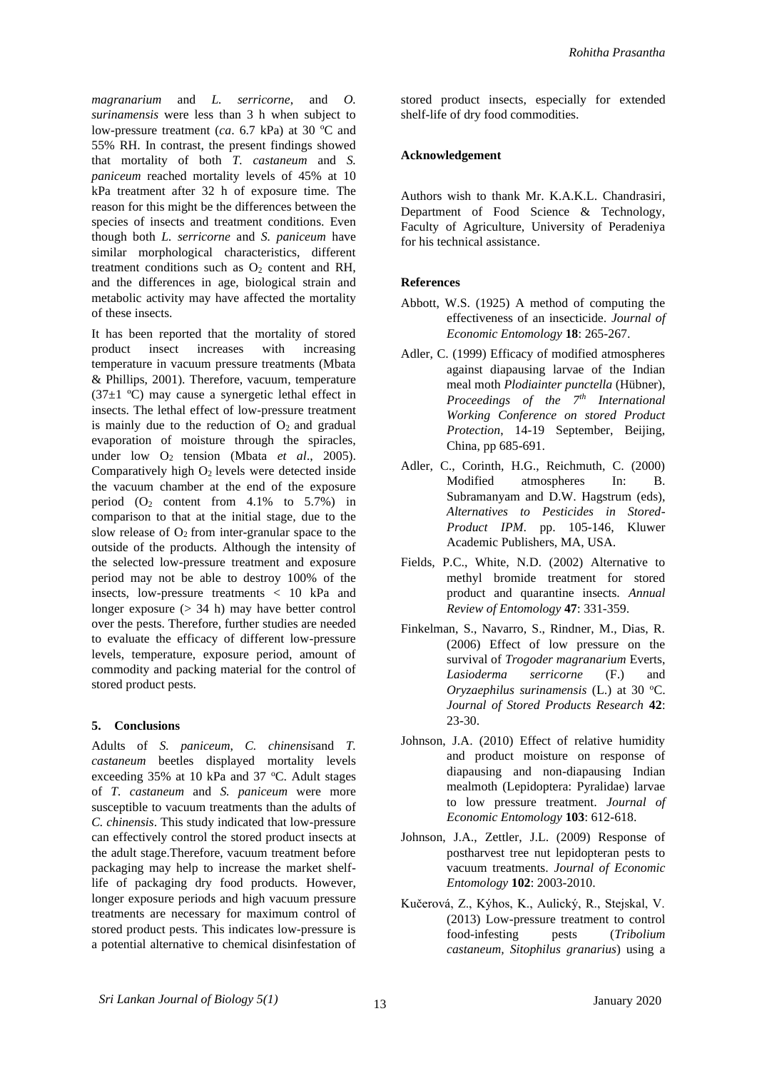*magranarium* and *L. serricorne*, and *O. surinamensis* were less than 3 h when subject to low-pressure treatment (*ca*. 6.7 kPa) at 30 ºC and 55% RH. In contrast, the present findings showed that mortality of both *T. castaneum* and *S. paniceum* reached mortality levels of 45% at 10 kPa treatment after 32 h of exposure time. The reason for this might be the differences between the species of insects and treatment conditions. Even though both *L. serricorne* and *S. paniceum* have similar morphological characteristics, different treatment conditions such as $O_2$ content and RH, and the differences in age, biological strain and metabolic activity may have affected the mortality of these insects.

It has been reported that the mortality of stored product insect increases with increasing temperature in vacuum pressure treatments (Mbata & Phillips, 2001). Therefore, vacuum, temperature (37±1 ºC) may cause a synergetic lethal effect in insects. The lethal effect of low-pressure treatment is mainly due to the reduction of $O_2$ and gradual evaporation of moisture through the spiracles, under low $O_2$ tension (Mbata *et al*., 2005). Comparatively high $O_2$ levels were detected inside the vacuum chamber at the end of the exposure period ($O_2$ content from 4.1% to 5.7%) in comparison to that at the initial stage, due to the slow release of $O_2$ from inter-granular space to the outside of the products. Although the intensity of the selected low-pressure treatment and exposure period may not be able to destroy 100% of the insects, low-pressure treatments < 10 kPa and longer exposure (> 34 h) may have better control over the pests. Therefore, further studies are needed to evaluate the efficacy of different low-pressure levels, temperature, exposure period, amount of commodity and packing material for the control of stored product pests.

## 5. Conclusions

Adults of *S. paniceum*, *C. chinensis*and *T. castaneum* beetles displayed mortality levels exceeding 35% at 10 kPa and 37 ºC. Adult stages of *T. castaneum* and *S. paniceum* were more susceptible to vacuum treatments than the adults of *C. chinensis*. This study indicated that low-pressure can effectively control the stored product insects at the adult stage.Therefore, vacuum treatment before packaging may help to increase the market shelf-life of packaging dry food products. However, longer exposure periods and high vacuum pressure treatments are necessary for maximum control of stored product pests. This indicates low-pressure is a potential alternative to chemical disinfestation of stored product insects, especially for extended shelf-life of dry food commodities.

## Acknowledgement

Authors wish to thank Mr. K.A.K.L. Chandrasiri, Department of Food Science & Technology, Faculty of Agriculture, University of Peradeniya for his technical assistance.

## References

Abbott, W.S. (1925) A method of computing the effectiveness of an insecticide. *Journal of Economic Entomology* **18**: 265-267.

Adler, C. (1999) Efficacy of modified atmospheres against diapausing larvae of the Indian meal moth *Plodiainter punctella* (Hübner), *Proceedings of the 7th International Working Conference on stored Product Protection*, 14-19 September, Beijing, China, pp 685-691.

Adler, C., Corinth, H.G., Reichmuth, C. (2000) Modified atmospheres In: B. Subramanyam and D.W. Hagstrum (eds), *Alternatives to Pesticides in Stored-Product IPM*. pp. 105-146, Kluwer Academic Publishers, MA, USA.

Fields, P.C., White, N.D. (2002) Alternative to methyl bromide treatment for stored product and quarantine insects. *Annual Review of Entomology* **47**: 331-359.

Finkelman, S., Navarro, S., Rindner, M., Dias, R. (2006) Effect of low pressure on the survival of *Trogoder magranarium* Everts, *Lasioderma serricorne* (F.) and *Oryzaephilus surinamensis* (L.) at 30 ºC. *Journal of Stored Products Research* **42**: 23-30.

Johnson, J.A. (2010) Effect of relative humidity and product moisture on response of diapausing and non-diapausing Indian mealmoth (Lepidoptera: Pyralidae) larvae to low pressure treatment. *Journal of Economic Entomology* **103**: 612-618.

Johnson, J.A., Zettler, J.L. (2009) Response of postharvest tree nut lepidopteran pests to vacuum treatments. *Journal of Economic Entomology* **102**: 2003-2010.

Kučerová, Z., Kýhos, K., Aulický, R., Stejskal, V. (2013) Low-pressure treatment to control food-infesting pests (*Tribolium castaneum, Sitophilus granarius*) using a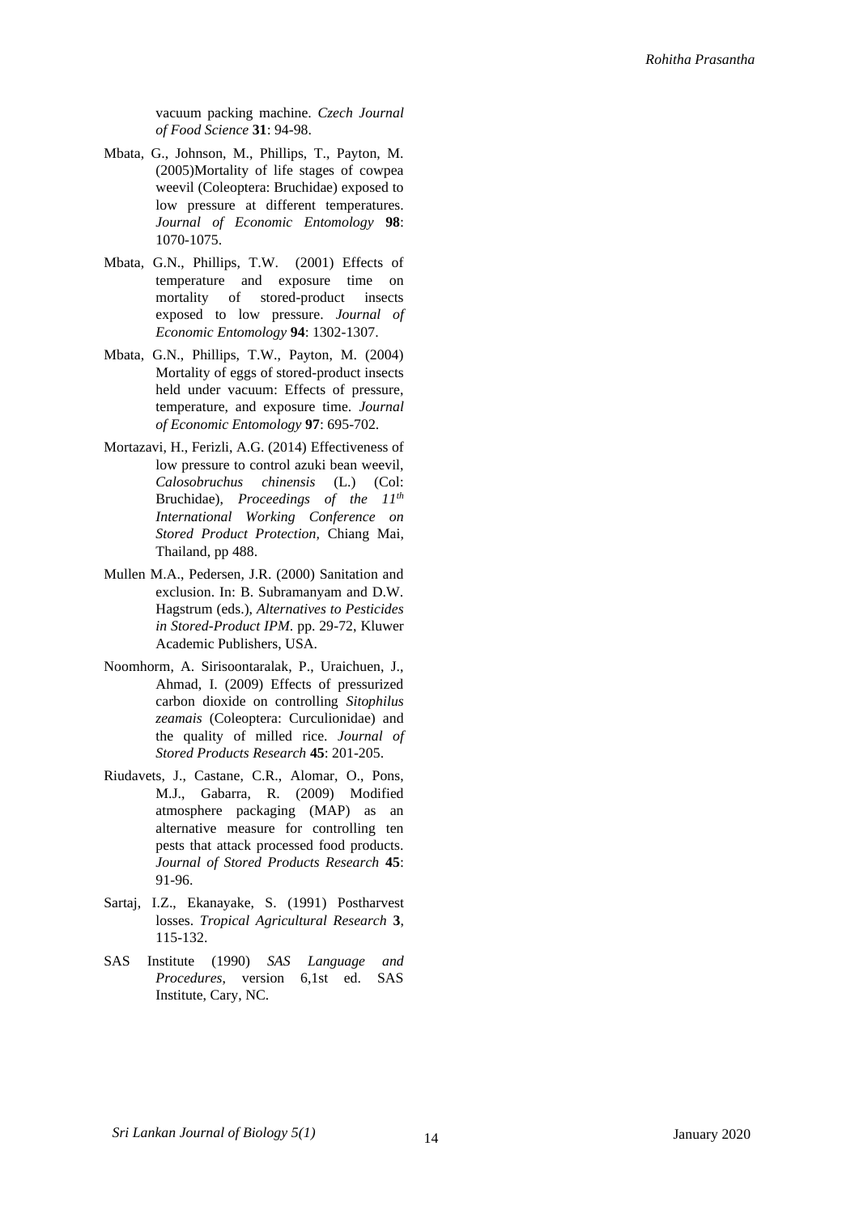vacuum packing machine. *Czech Journal of Food Science* **31**: 94-98.

Mbata, G., Johnson, M., Phillips, T., Payton, M. (2005)Mortality of life stages of cowpea weevil (Coleoptera: Bruchidae) exposed to low pressure at different temperatures. *Journal of Economic Entomology* **98**: 1070-1075.

Mbata, G.N., Phillips, T.W. (2001) Effects of temperature and exposure time on mortality of stored-product insects exposed to low pressure. *Journal of Economic Entomology* **94**: 1302-1307.

Mbata, G.N., Phillips, T.W., Payton, M. (2004) Mortality of eggs of stored-product insects held under vacuum: Effects of pressure, temperature, and exposure time. *Journal of Economic Entomology* **97**: 695-702.

Mortazavi, H., Ferizli, A.G. (2014) Effectiveness of low pressure to control azuki bean weevil, *Calosobruchus chinensis* (L.) (Col: Bruchidae), *Proceedings of the 11th International Working Conference on Stored Product Protection*, Chiang Mai, Thailand, pp 488.

Mullen M.A., Pedersen, J.R. (2000) Sanitation and exclusion. In: B. Subramanyam and D.W. Hagstrum (eds.), *Alternatives to Pesticides in Stored-Product IPM*. pp. 29-72, Kluwer Academic Publishers, USA.

Noomhorm, A. Sirisoontaralak, P., Uraichuen, J., Ahmad, I. (2009) Effects of pressurized carbon dioxide on controlling *Sitophilus zeamais* (Coleoptera: Curculionidae) and the quality of milled rice. *Journal of Stored Products Research* **45**: 201-205.

Riudavets, J., Castane, C.R., Alomar, O., Pons, M.J., Gabarra, R. (2009) Modified atmosphere packaging (MAP) as an alternative measure for controlling ten pests that attack processed food products. *Journal of Stored Products Research* **45**: 91-96.

Sartaj, I.Z., Ekanayake, S. (1991) Postharvest losses. *Tropical Agricultural Research* **3**, 115-132.

SAS Institute (1990) *SAS Language and Procedures*, version 6,1st ed. SAS Institute, Cary, NC.